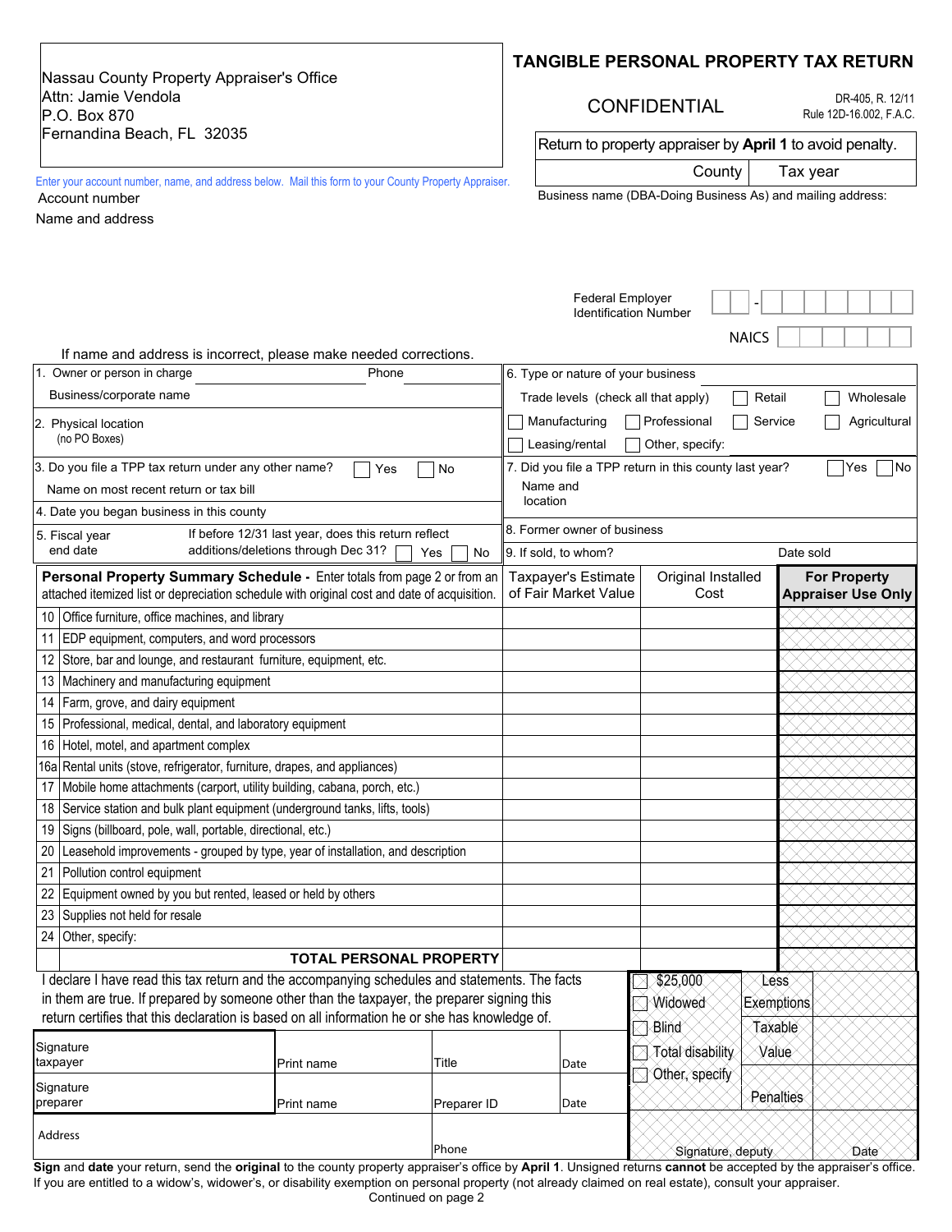Nassau County Property Appraiser's Office
Attn: Jamie Vendola
P.O. Box 870
Fernandina Beach, FL 32035

# TANGIBLE PERSONAL PROPERTY TAX RETURN

CONFIDENTIAL

DR-405, R. 12/11
Rule 12D-16.002, F.A.C.

Return to property appraiser by **April 1** to avoid penalty.

| County | Tax year |
|---|---|
| | |

Enter your account number, name, and address below. Mail this form to your County Property Appraiser.

Account number

Name and address

Business name (DBA-Doing Business As) and mailing address:

Federal Employer Identification Number ☐☐-☐☐☐☐☐☐☐

NAICS ☐☐☐☐☐☐

If name and address is incorrect, please make needed corrections.

| | |
|---|---|
| 1. Owner or person in charge Phone<br>Business/corporate name | 6. Type or nature of your business<br>Trade levels (check all that apply) ☐ Retail ☐ Wholesale<br>☐ Manufacturing ☐ Professional ☐ Service ☐ Agricultural<br>☐ Leasing/rental ☐ Other, specify: |
| 2. Physical location (no PO Boxes) | |
| 3. Do you file a TPP tax return under any other name? ☐ Yes ☐ No<br>Name on most recent return or tax bill | 7. Did you file a TPP return in this county last year? ☐ Yes ☐ No<br>Name and location |
| 4. Date you began business in this county | |
| 5. Fiscal year end date — If before 12/31 last year, does this return reflect additions/deletions through Dec 31? ☐ Yes ☐ No | 8. Former owner of business<br>9. If sold, to whom? Date sold |

| | **Personal Property Summary Schedule -** Enter totals from page 2 or from an attached itemized list or depreciation schedule with original cost and date of acquisition. | Taxpayer's Estimate of Fair Market Value | Original Installed Cost | **For Property Appraiser Use Only** |
|---|---|---|---|---|
| 10 | Office furniture, office machines, and library | | | |
| 11 | EDP equipment, computers, and word processors | | | |
| 12 | Store, bar and lounge, and restaurant furniture, equipment, etc. | | | |
| 13 | Machinery and manufacturing equipment | | | |
| 14 | Farm, grove, and dairy equipment | | | |
| 15 | Professional, medical, dental, and laboratory equipment | | | |
| 16 | Hotel, motel, and apartment complex | | | |
| 16a | Rental units (stove, refrigerator, furniture, drapes, and appliances) | | | |
| 17 | Mobile home attachments (carport, utility building, cabana, porch, etc.) | | | |
| 18 | Service station and bulk plant equipment (underground tanks, lifts, tools) | | | |
| 19 | Signs (billboard, pole, wall, portable, directional, etc.) | | | |
| 20 | Leasehold improvements - grouped by type, year of installation, and description | | | |
| 21 | Pollution control equipment | | | |
| 22 | Equipment owned by you but rented, leased or held by others | | | |
| 23 | Supplies not held for resale | | | |
| 24 | Other, specify: | | | |
| | **TOTAL PERSONAL PROPERTY** | | | |

I declare I have read this tax return and the accompanying schedules and statements. The facts in them are true. If prepared by someone other than the taxpayer, the preparer signing this return certifies that this declaration is based on all information he or she has knowledge of.

| | | | |
|---|---|---|---|
| Signature taxpayer | Print name | Title | Date |
| Signature preparer | Print name | Preparer ID | Date |
| Address | | Phone | |

| | | |
|---|---|---|
| ☐ $25,000<br>☐ Widowed | Less Exemptions | |
| ☐ Blind<br>☐ Total disability | Taxable Value | |
| ☐ Other, specify | Penalties | |
| Signature, deputy | | Date |

**Sign** and **date** your return, send the **original** to the county property appraiser's office by **April 1**. Unsigned returns **cannot** be accepted by the appraiser's office.
If you are entitled to a widow's, widower's, or disability exemption on personal property (not already claimed on real estate), consult your appraiser.

Continued on page 2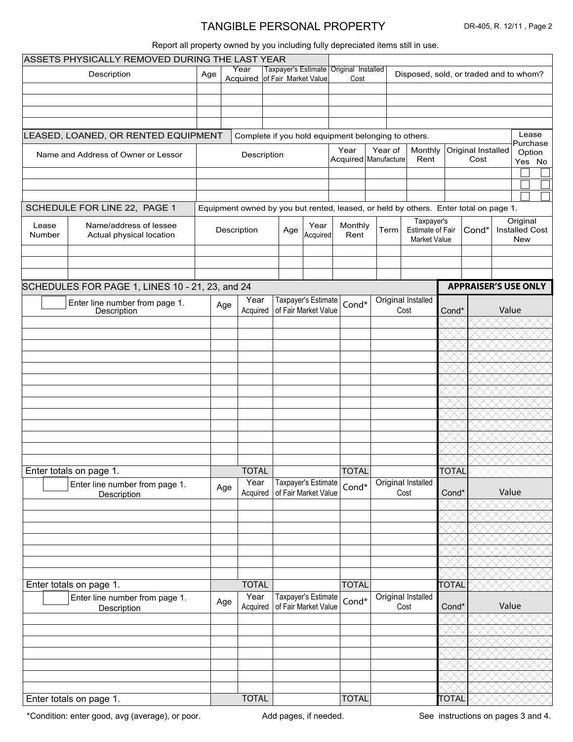# TANGIBLE PERSONAL PROPERTY

DR-405, R. 12/11

Report all property owned by you including fully depreciated items still in use.

## ASSETS PHYSICALLY REMOVED DURING THE LAST YEAR

| Description | Age | Year Acquired | Taxpayer's Estimate of Fair Market Value | Original Installed Cost | Disposed, sold, or traded and to whom? |
|---|---|---|---|---|---|
| | | | | | |
| | | | | | |
| | | | | | |
| | | | | | |

## LEASED, LOANED, OR RENTED EQUIPMENT

Complete if you hold equipment belonging to others.

| Name and Address of Owner or Lessor | Description | Year Acquired | Year of Manufacture | Monthly Rent | Original Installed Cost | Lease Purchase Option Yes | No |
|---|---|---|---|---|---|---|---|
| | | | | | | ☐ | ☐ |
| | | | | | | ☐ | ☐ |
| | | | | | | ☐ | ☐ |

## SCHEDULE FOR LINE 22, PAGE 1

Equipment owned by you but rented, leased, or held by others. Enter total on page 1.

| Lease Number | Name/address of lessee Actual physical location | Description | Age | Year Acquired | Monthly Rent | Term | Taxpayer's Estimate of Fair Market Value | Cond* | Original Installed Cost New |
|---|---|---|---|---|---|---|---|---|---|
| | | | | | | | | | |
| | | | | | | | | | |
| | | | | | | | | | |

## SCHEDULES FOR PAGE 1, LINES 10 - 21, 23, and 24

| ☐ Enter line number from page 1. Description | Age | Year Acquired | Taxpayer's Estimate of Fair Market Value | Cond* | Original Installed Cost | APPRAISER'S USE ONLY Cond* | Value |
|---|---|---|---|---|---|---|---|
| | | | | | | | |
| | | | | | | | |
| | | | | | | | |
| | | | | | | | |
| | | | | | | | |
| | | | | | | | |
| | | | | | | | |
| | | | | | | | |
| | | | | | | | |
| | | | | | | | |
| | | | | | | | |
| | | | | | | | |
| | | | | | | | |
| Enter totals on page 1. | | TOTAL | | TOTAL | | TOTAL | |

| ☐ Enter line number from page 1. Description | Age | Year Acquired | Taxpayer's Estimate of Fair Market Value | Cond* | Original Installed Cost | Cond* | Value |
|---|---|---|---|---|---|---|---|
| | | | | | | | |
| | | | | | | | |
| | | | | | | | |
| | | | | | | | |
| | | | | | | | |
| | | | | | | | |
| | | | | | | | |
| Enter totals on page 1. | | TOTAL | | TOTAL | | TOTAL | |

| ☐ Enter line number from page 1. Description | Age | Year Acquired | Taxpayer's Estimate of Fair Market Value | Cond* | Original Installed Cost | Cond* | Value |
|---|---|---|---|---|---|---|---|
| | | | | | | | |
| | | | | | | | |
| | | | | | | | |
| | | | | | | | |
| | | | | | | | |
| | | | | | | | |
| | | | | | | | |
| Enter totals on page 1. | | TOTAL | | TOTAL | | TOTAL | |

*Condition: enter good, avg (average), or poor.

Add pages, if needed.

See instructions on pages 3 and 4.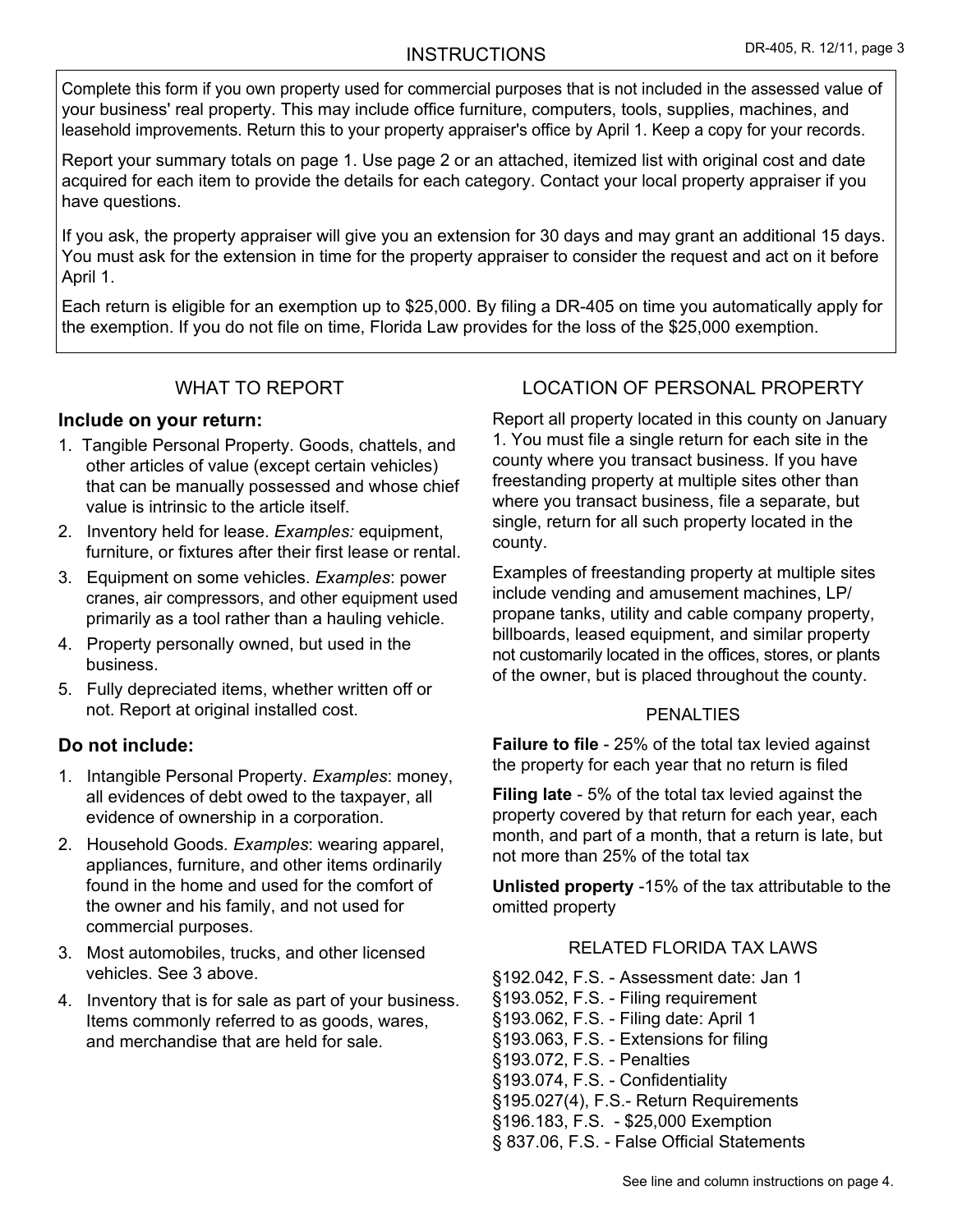# INSTRUCTIONS

Complete this form if you own property used for commercial purposes that is not included in the assessed value of your business' real property. This may include office furniture, computers, tools, supplies, machines, and leasehold improvements. Return this to your property appraiser's office by April 1. Keep a copy for your records.

Report your summary totals on page 1. Use page 2 or an attached, itemized list with original cost and date acquired for each item to provide the details for each category. Contact your local property appraiser if you have questions.

If you ask, the property appraiser will give you an extension for 30 days and may grant an additional 15 days. You must ask for the extension in time for the property appraiser to consider the request and act on it before April 1.

Each return is eligible for an exemption up to $25,000. By filing a DR-405 on time you automatically apply for the exemption. If you do not file on time, Florida Law provides for the loss of the $25,000 exemption.

## WHAT TO REPORT

### Include on your return:

1. Tangible Personal Property. Goods, chattels, and other articles of value (except certain vehicles) that can be manually possessed and whose chief value is intrinsic to the article itself.
2. Inventory held for lease. *Examples:* equipment, furniture, or fixtures after their first lease or rental.
3. Equipment on some vehicles. *Examples*: power cranes, air compressors, and other equipment used primarily as a tool rather than a hauling vehicle.
4. Property personally owned, but used in the business.
5. Fully depreciated items, whether written off or not. Report at original installed cost.

### Do not include:

1. Intangible Personal Property. *Examples*: money, all evidences of debt owed to the taxpayer, all evidence of ownership in a corporation.
2. Household Goods. *Examples*: wearing apparel, appliances, furniture, and other items ordinarily found in the home and used for the comfort of the owner and his family, and not used for commercial purposes.
3. Most automobiles, trucks, and other licensed vehicles. See 3 above.
4. Inventory that is for sale as part of your business. Items commonly referred to as goods, wares, and merchandise that are held for sale.

## LOCATION OF PERSONAL PROPERTY

Report all property located in this county on January 1. You must file a single return for each site in the county where you transact business. If you have freestanding property at multiple sites other than where you transact business, file a separate, but single, return for all such property located in the county.

Examples of freestanding property at multiple sites include vending and amusement machines, LP/ propane tanks, utility and cable company property, billboards, leased equipment, and similar property not customarily located in the offices, stores, or plants of the owner, but is placed throughout the county.

## PENALTIES

**Failure to file** - 25% of the total tax levied against the property for each year that no return is filed

**Filing late** - 5% of the total tax levied against the property covered by that return for each year, each month, and part of a month, that a return is late, but not more than 25% of the total tax

**Unlisted property** -15% of the tax attributable to the omitted property

## RELATED FLORIDA TAX LAWS

§192.042, F.S. - Assessment date: Jan 1
§193.052, F.S. - Filing requirement
§193.062, F.S. - Filing date: April 1
§193.063, F.S. - Extensions for filing
§193.072, F.S. - Penalties
§193.074, F.S. - Confidentiality
§195.027(4), F.S.- Return Requirements
§196.183, F.S. - $25,000 Exemption
§ 837.06, F.S. - False Official Statements

See line and column instructions on page 4.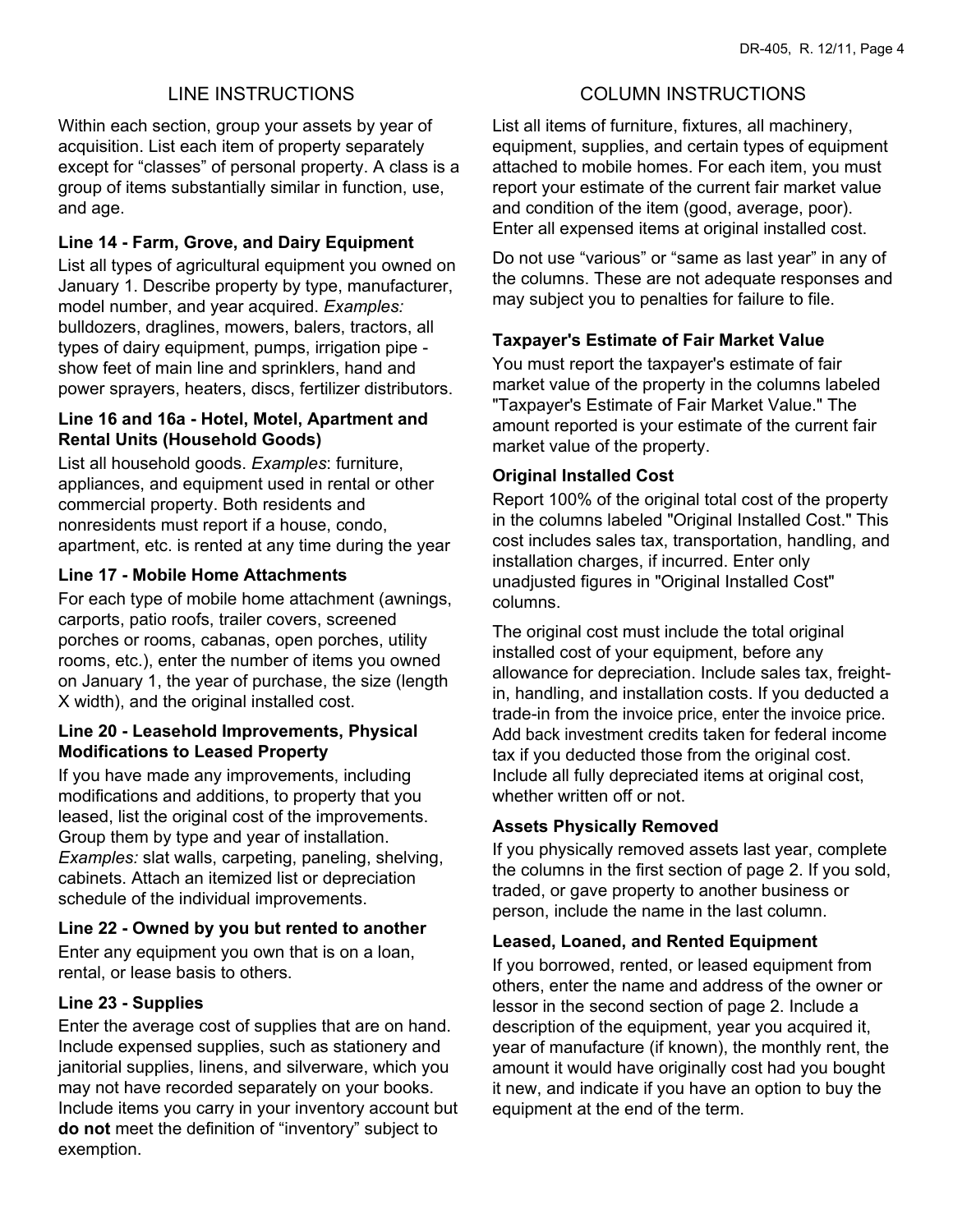## LINE INSTRUCTIONS

Within each section, group your assets by year of acquisition. List each item of property separately except for "classes" of personal property. A class is a group of items substantially similar in function, use, and age.

### Line 14 - Farm, Grove, and Dairy Equipment

List all types of agricultural equipment you owned on January 1. Describe property by type, manufacturer, model number, and year acquired. *Examples:* bulldozers, draglines, mowers, balers, tractors, all types of dairy equipment, pumps, irrigation pipe - show feet of main line and sprinklers, hand and power sprayers, heaters, discs, fertilizer distributors.

### Line 16 and 16a - Hotel, Motel, Apartment and Rental Units (Household Goods)

List all household goods. *Examples*: furniture, appliances, and equipment used in rental or other commercial property. Both residents and nonresidents must report if a house, condo, apartment, etc. is rented at any time during the year

### Line 17 - Mobile Home Attachments

For each type of mobile home attachment (awnings, carports, patio roofs, trailer covers, screened porches or rooms, cabanas, open porches, utility rooms, etc.), enter the number of items you owned on January 1, the year of purchase, the size (length X width), and the original installed cost.

### Line 20 - Leasehold Improvements, Physical Modifications to Leased Property

If you have made any improvements, including modifications and additions, to property that you leased, list the original cost of the improvements. Group them by type and year of installation. *Examples:* slat walls, carpeting, paneling, shelving, cabinets. Attach an itemized list or depreciation schedule of the individual improvements.

### Line 22 - Owned by you but rented to another

Enter any equipment you own that is on a loan, rental, or lease basis to others.

### Line 23 - Supplies

Enter the average cost of supplies that are on hand. Include expensed supplies, such as stationery and janitorial supplies, linens, and silverware, which you may not have recorded separately on your books. Include items you carry in your inventory account but **do not** meet the definition of "inventory" subject to exemption.

## COLUMN INSTRUCTIONS

List all items of furniture, fixtures, all machinery, equipment, supplies, and certain types of equipment attached to mobile homes. For each item, you must report your estimate of the current fair market value and condition of the item (good, average, poor). Enter all expensed items at original installed cost.

Do not use "various" or "same as last year" in any of the columns. These are not adequate responses and may subject you to penalties for failure to file.

### Taxpayer's Estimate of Fair Market Value

You must report the taxpayer's estimate of fair market value of the property in the columns labeled "Taxpayer's Estimate of Fair Market Value." The amount reported is your estimate of the current fair market value of the property.

### Original Installed Cost

Report 100% of the original total cost of the property in the columns labeled "Original Installed Cost." This cost includes sales tax, transportation, handling, and installation charges, if incurred. Enter only unadjusted figures in "Original Installed Cost" columns.

The original cost must include the total original installed cost of your equipment, before any allowance for depreciation. Include sales tax, freight-in, handling, and installation costs. If you deducted a trade-in from the invoice price, enter the invoice price. Add back investment credits taken for federal income tax if you deducted those from the original cost. Include all fully depreciated items at original cost, whether written off or not.

### Assets Physically Removed

If you physically removed assets last year, complete the columns in the first section of page 2. If you sold, traded, or gave property to another business or person, include the name in the last column.

### Leased, Loaned, and Rented Equipment

If you borrowed, rented, or leased equipment from others, enter the name and address of the owner or lessor in the second section of page 2. Include a description of the equipment, year you acquired it, year of manufacture (if known), the monthly rent, the amount it would have originally cost had you bought it new, and indicate if you have an option to buy the equipment at the end of the term.